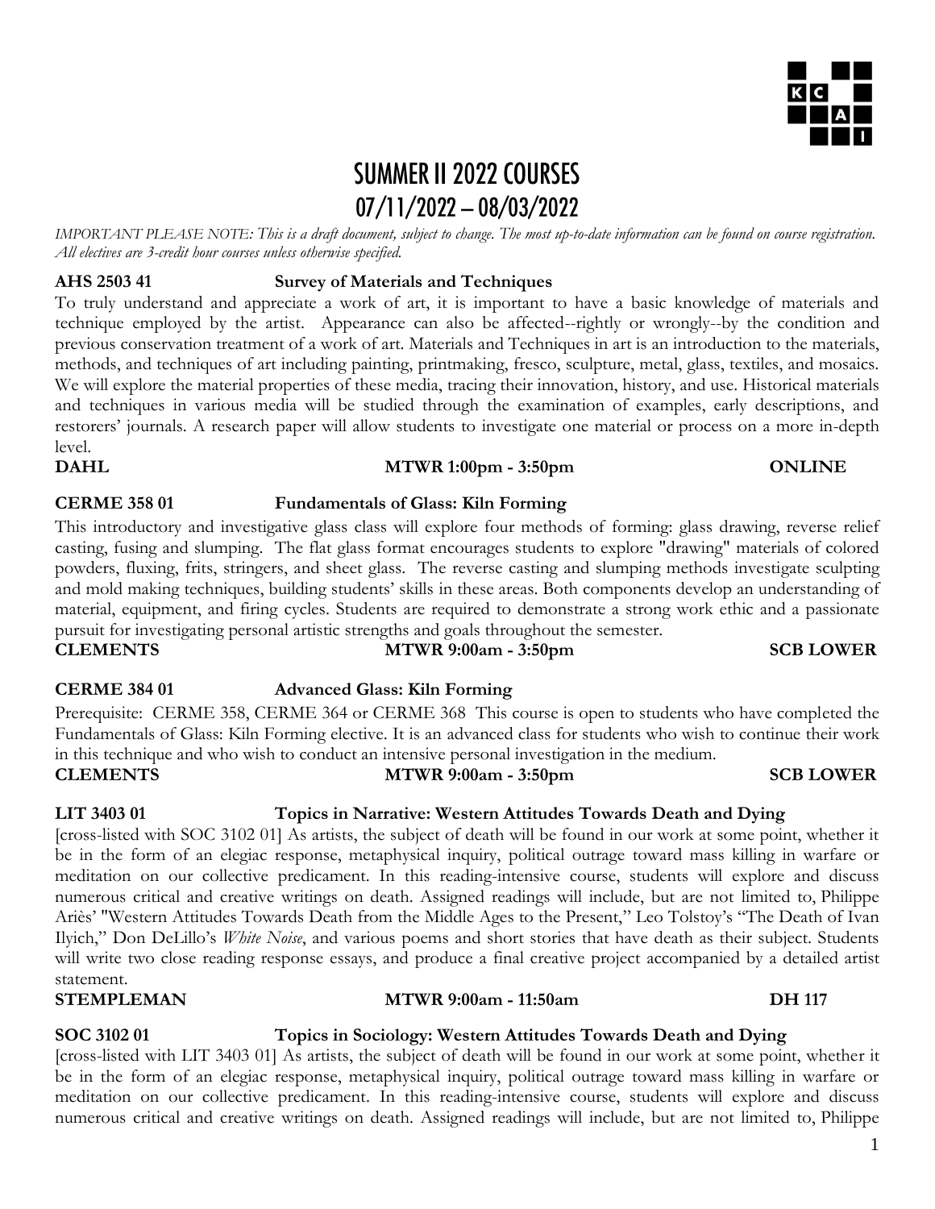# SUMMER II 2022 COURSES
## 07/11/2022 – 08/03/2022

*IMPORTANT PLEASE NOTE: This is a draft document, subject to change. The most up-to-date information can be found on course registration. All electives are 3-credit hour courses unless otherwise specified.*

**AHS 2503 41 Survey of Materials and Techniques**

To truly understand and appreciate a work of art, it is important to have a basic knowledge of materials and technique employed by the artist. Appearance can also be affected--rightly or wrongly--by the condition and previous conservation treatment of a work of art. Materials and Techniques in art is an introduction to the materials, methods, and techniques of art including painting, printmaking, fresco, sculpture, metal, glass, textiles, and mosaics. We will explore the material properties of these media, tracing their innovation, history, and use. Historical materials and techniques in various media will be studied through the examination of examples, early descriptions, and restorers' journals. A research paper will allow students to investigate one material or process on a more in-depth level.

**DAHL** | **MTWR 1:00pm - 3:50pm** | **ONLINE**

**CERME 358 01 Fundamentals of Glass: Kiln Forming**

This introductory and investigative glass class will explore four methods of forming: glass drawing, reverse relief casting, fusing and slumping. The flat glass format encourages students to explore "drawing" materials of colored powders, fluxing, frits, stringers, and sheet glass. The reverse casting and slumping methods investigate sculpting and mold making techniques, building students' skills in these areas. Both components develop an understanding of material, equipment, and firing cycles. Students are required to demonstrate a strong work ethic and a passionate pursuit for investigating personal artistic strengths and goals throughout the semester.

**CLEMENTS** | **MTWR 9:00am - 3:50pm** | **SCB LOWER**

**CERME 384 01 Advanced Glass: Kiln Forming**

Prerequisite: CERME 358, CERME 364 or CERME 368 This course is open to students who have completed the Fundamentals of Glass: Kiln Forming elective. It is an advanced class for students who wish to continue their work in this technique and who wish to conduct an intensive personal investigation in the medium.

**CLEMENTS** | **MTWR 9:00am - 3:50pm** | **SCB LOWER**

**LIT 3403 01 Topics in Narrative: Western Attitudes Towards Death and Dying**

[cross-listed with SOC 3102 01] As artists, the subject of death will be found in our work at some point, whether it be in the form of an elegiac response, metaphysical inquiry, political outrage toward mass killing in warfare or meditation on our collective predicament. In this reading-intensive course, students will explore and discuss numerous critical and creative writings on death. Assigned readings will include, but are not limited to, Philippe Ariès' "Western Attitudes Towards Death from the Middle Ages to the Present," Leo Tolstoy's "The Death of Ivan Ilyich," Don DeLillo's *White Noise*, and various poems and short stories that have death as their subject. Students will write two close reading response essays, and produce a final creative project accompanied by a detailed artist statement.

**STEMPLEMAN** | **MTWR 9:00am - 11:50am** | **DH 117**

**SOC 3102 01 Topics in Sociology: Western Attitudes Towards Death and Dying**

[cross-listed with LIT 3403 01] As artists, the subject of death will be found in our work at some point, whether it be in the form of an elegiac response, metaphysical inquiry, political outrage toward mass killing in warfare or meditation on our collective predicament. In this reading-intensive course, students will explore and discuss numerous critical and creative writings on death. Assigned readings will include, but are not limited to, Philippe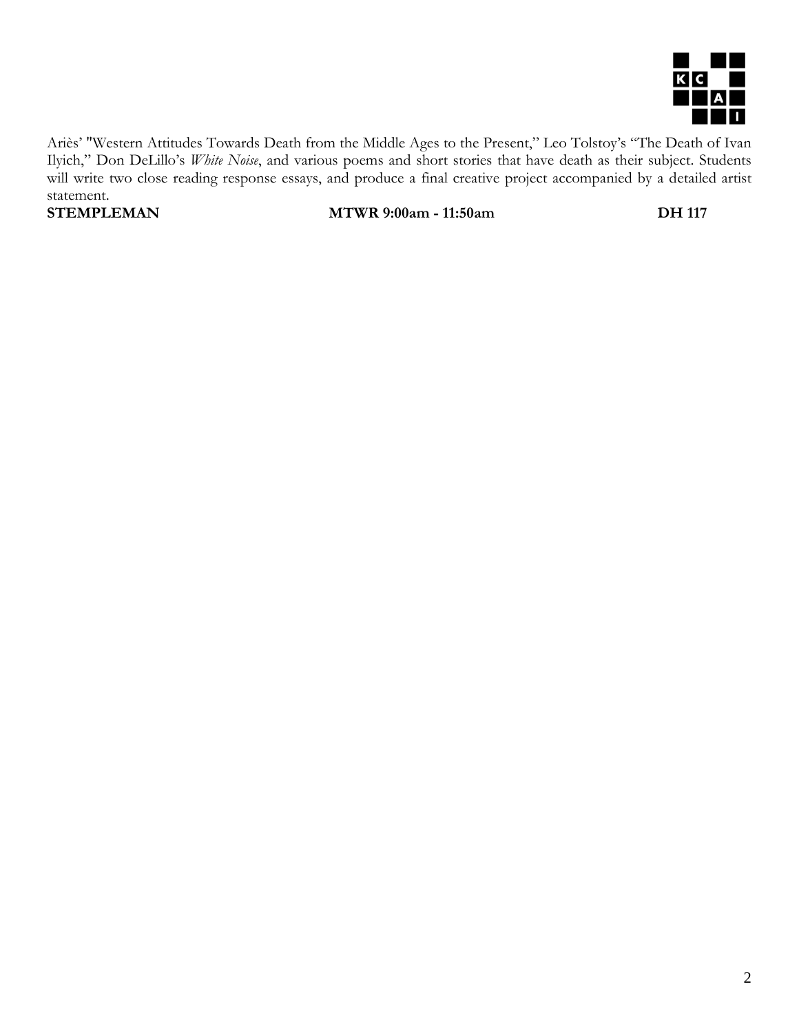Ariès' "Western Attitudes Towards Death from the Middle Ages to the Present," Leo Tolstoy's "The Death of Ivan Ilyich," Don DeLillo's *White Noise*, and various poems and short stories that have death as their subject. Students will write two close reading response essays, and produce a final creative project accompanied by a detailed artist statement.

**STEMPLEMAN** **MTWR 9:00am - 11:50am** **DH 117**